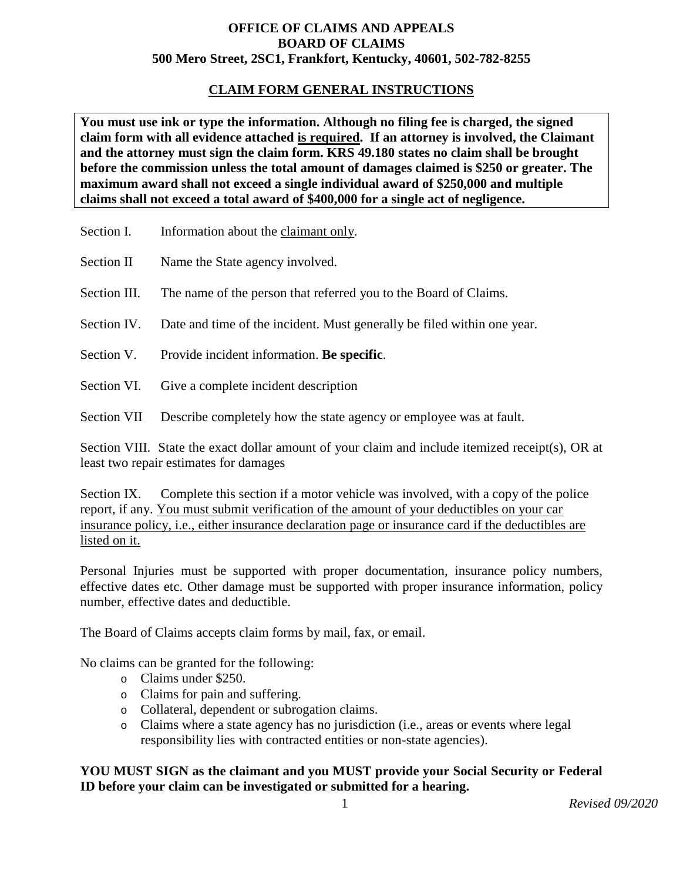**OFFICE OF CLAIMS AND APPEALS**
**BOARD OF CLAIMS**
**500 Mero Street, 2SC1, Frankfort, Kentucky, 40601, 502-782-8255**

## CLAIM FORM GENERAL INSTRUCTIONS

**You must use ink or type the information. Although no filing fee is charged, the signed claim form with all evidence attached is required. If an attorney is involved, the Claimant and the attorney must sign the claim form. KRS 49.180 states no claim shall be brought before the commission unless the total amount of damages claimed is $250 or greater. The maximum award shall not exceed a single individual award of $250,000 and multiple claims shall not exceed a total award of $400,000 for a single act of negligence.**

Section I. Information about the claimant only.

Section II Name the State agency involved.

Section III. The name of the person that referred you to the Board of Claims.

Section IV. Date and time of the incident. Must generally be filed within one year.

Section V. Provide incident information. **Be specific**.

Section VI. Give a complete incident description

Section VII Describe completely how the state agency or employee was at fault.

Section VIII. State the exact dollar amount of your claim and include itemized receipt(s), OR at least two repair estimates for damages

Section IX. Complete this section if a motor vehicle was involved, with a copy of the police report, if any. You must submit verification of the amount of your deductibles on your car insurance policy, i.e., either insurance declaration page or insurance card if the deductibles are listed on it.

Personal Injuries must be supported with proper documentation, insurance policy numbers, effective dates etc. Other damage must be supported with proper insurance information, policy number, effective dates and deductible.

The Board of Claims accepts claim forms by mail, fax, or email.

No claims can be granted for the following:

- Claims under $250.
- Claims for pain and suffering.
- Collateral, dependent or subrogation claims.
- Claims where a state agency has no jurisdiction (i.e., areas or events where legal responsibility lies with contracted entities or non-state agencies).

**YOU MUST SIGN as the claimant and you MUST provide your Social Security or Federal ID before your claim can be investigated or submitted for a hearing.**

*Revised 09/2020*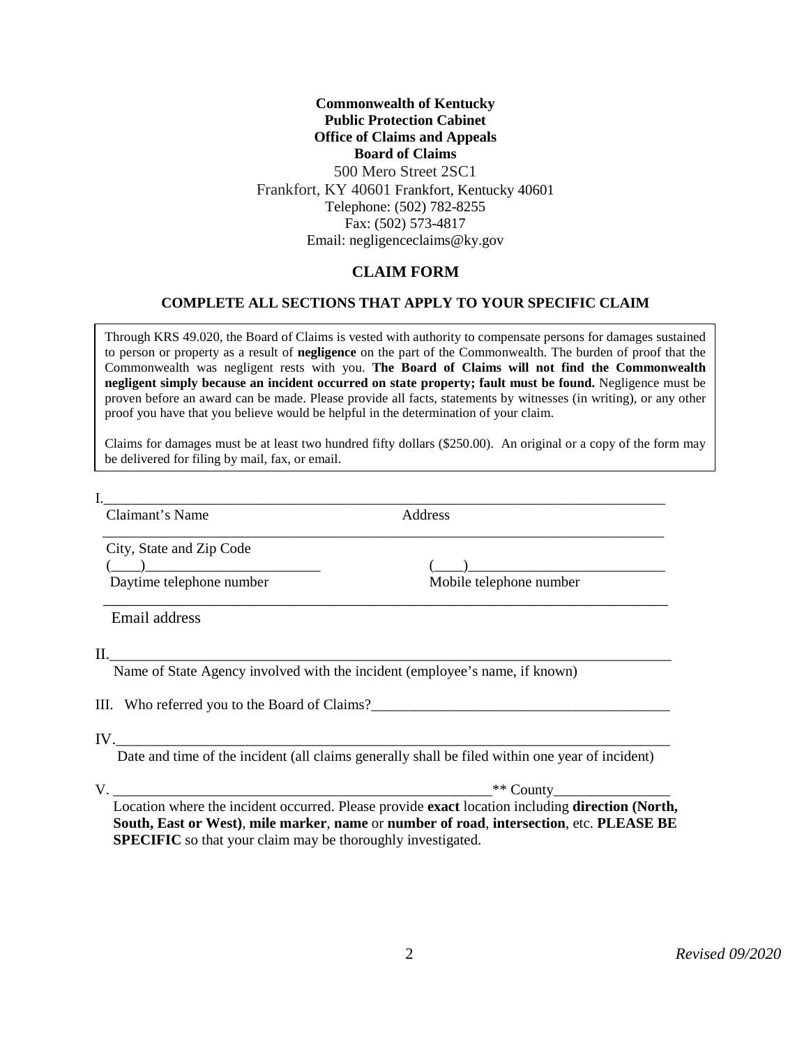**Commonwealth of Kentucky**
**Public Protection Cabinet**
**Office of Claims and Appeals**
**Board of Claims**
500 Mero Street 2SC1
Frankfort, KY 40601 Frankfort, Kentucky 40601
Telephone: (502) 782-8255
Fax: (502) 573-4817
Email: negligenceclaims@ky.gov

## CLAIM FORM

### COMPLETE ALL SECTIONS THAT APPLY TO YOUR SPECIFIC CLAIM

Through KRS 49.020, the Board of Claims is vested with authority to compensate persons for damages sustained to person or property as a result of **negligence** on the part of the Commonwealth. The burden of proof that the Commonwealth was negligent rests with you. **The Board of Claims will not find the Commonwealth negligent simply because an incident occurred on state property; fault must be found.** Negligence must be proven before an award can be made. Please provide all facts, statements by witnesses (in writing), or any other proof you have that you believe would be helpful in the determination of your claim.

Claims for damages must be at least two hundred fifty dollars ($250.00). An original or a copy of the form may be delivered for filing by mail, fax, or email.

I.________________________________________________________________________________
Claimant's Name Address

________________________________________________________________________________
City, State and Zip Code

(____)_________________________ (____)____________________________
Daytime telephone number Mobile telephone number

________________________________________________________________________________
Email address

II.________________________________________________________________________________
Name of State Agency involved with the incident (employee's name, if known)

III. Who referred you to the Board of Claims?__________________________________________

IV.________________________________________________________________________________
Date and time of the incident (all claims generally shall be filed within one year of incident)

V. ______________________________________________________** County________________
Location where the incident occurred. Please provide **exact** location including **direction (North, South, East or West)**, **mile marker**, **name** or **number of road**, **intersection**, etc. **PLEASE BE SPECIFIC** so that your claim may be thoroughly investigated.

*Revised 09/2020*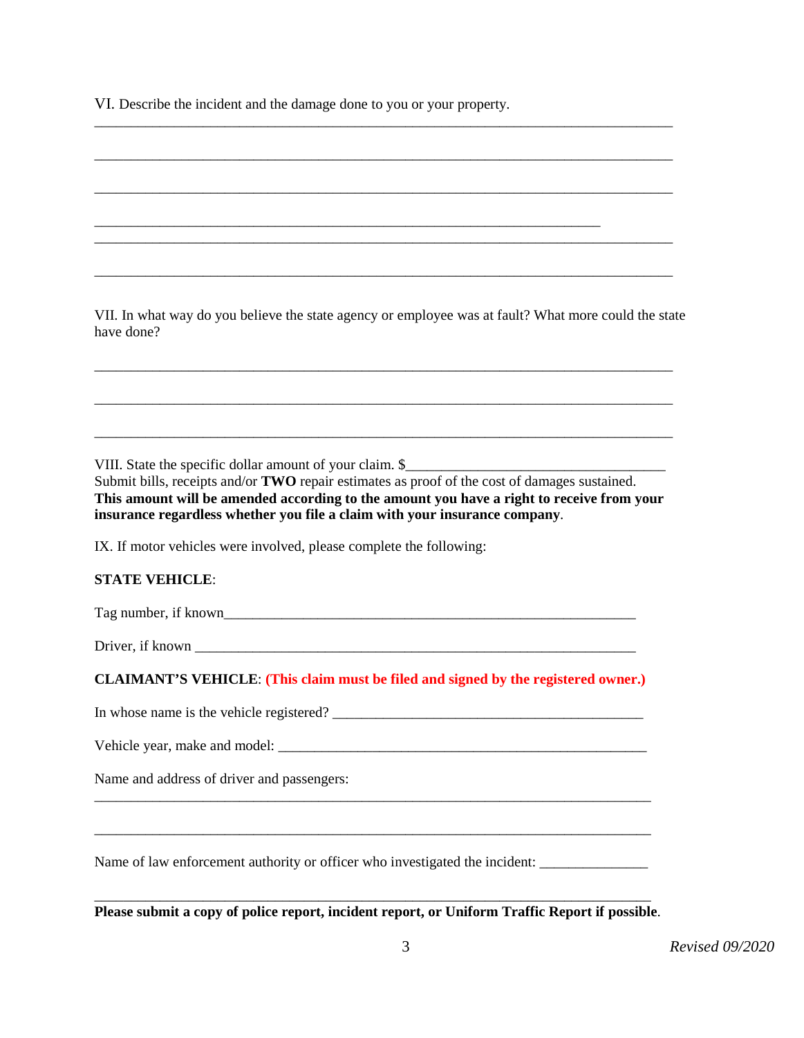VI. Describe the incident and the damage done to you or your property.

\_\_\_\_\_\_\_\_\_\_\_\_\_\_\_\_\_\_\_\_\_\_\_\_\_\_\_\_\_\_\_\_\_\_\_\_\_\_\_\_\_\_\_\_\_\_\_\_\_\_\_\_\_\_\_\_\_\_\_\_\_\_\_\_\_\_\_\_\_\_\_\_\_\_\_\_\_\_\_\_\_\_\_\_

\_\_\_\_\_\_\_\_\_\_\_\_\_\_\_\_\_\_\_\_\_\_\_\_\_\_\_\_\_\_\_\_\_\_\_\_\_\_\_\_\_\_\_\_\_\_\_\_\_\_\_\_\_\_\_\_\_\_\_\_\_\_\_\_\_\_\_\_\_\_\_\_\_\_\_\_\_\_\_\_\_\_\_\_

\_\_\_\_\_\_\_\_\_\_\_\_\_\_\_\_\_\_\_\_\_\_\_\_\_\_\_\_\_\_\_\_\_\_\_\_\_\_\_\_\_\_\_\_\_\_\_\_\_\_\_\_\_\_\_\_\_\_\_\_\_\_\_\_\_\_\_\_\_\_\_\_\_\_\_\_\_\_\_\_\_\_\_\_

\_\_\_\_\_\_\_\_\_\_\_\_\_\_\_\_\_\_\_\_\_\_\_\_\_\_\_\_\_\_\_\_\_\_\_\_\_\_\_\_\_\_\_\_\_\_\_\_\_\_\_\_\_\_\_\_\_\_\_\_\_\_\_\_\_\_\_\_\_\_\_\_\_

\_\_\_\_\_\_\_\_\_\_\_\_\_\_\_\_\_\_\_\_\_\_\_\_\_\_\_\_\_\_\_\_\_\_\_\_\_\_\_\_\_\_\_\_\_\_\_\_\_\_\_\_\_\_\_\_\_\_\_\_\_\_\_\_\_\_\_\_\_\_\_\_\_\_\_\_\_\_\_\_\_\_\_\_

\_\_\_\_\_\_\_\_\_\_\_\_\_\_\_\_\_\_\_\_\_\_\_\_\_\_\_\_\_\_\_\_\_\_\_\_\_\_\_\_\_\_\_\_\_\_\_\_\_\_\_\_\_\_\_\_\_\_\_\_\_\_\_\_\_\_\_\_\_\_\_\_\_\_\_\_\_\_\_\_\_\_\_\_

VII. In what way do you believe the state agency or employee was at fault? What more could the state have done?

\_\_\_\_\_\_\_\_\_\_\_\_\_\_\_\_\_\_\_\_\_\_\_\_\_\_\_\_\_\_\_\_\_\_\_\_\_\_\_\_\_\_\_\_\_\_\_\_\_\_\_\_\_\_\_\_\_\_\_\_\_\_\_\_\_\_\_\_\_\_\_\_\_\_\_\_\_\_\_\_\_\_\_\_

\_\_\_\_\_\_\_\_\_\_\_\_\_\_\_\_\_\_\_\_\_\_\_\_\_\_\_\_\_\_\_\_\_\_\_\_\_\_\_\_\_\_\_\_\_\_\_\_\_\_\_\_\_\_\_\_\_\_\_\_\_\_\_\_\_\_\_\_\_\_\_\_\_\_\_\_\_\_\_\_\_\_\_\_

\_\_\_\_\_\_\_\_\_\_\_\_\_\_\_\_\_\_\_\_\_\_\_\_\_\_\_\_\_\_\_\_\_\_\_\_\_\_\_\_\_\_\_\_\_\_\_\_\_\_\_\_\_\_\_\_\_\_\_\_\_\_\_\_\_\_\_\_\_\_\_\_\_\_\_\_\_\_\_\_\_\_\_\_

VIII. State the specific dollar amount of your claim. $\_\_\_\_\_\_\_\_\_\_\_\_\_\_\_\_\_\_\_\_\_\_\_\_\_\_\_\_\_\_\_\_\_\_\_\_\_
Submit bills, receipts and/or **TWO** repair estimates as proof of the cost of damages sustained.
**This amount will be amended according to the amount you have a right to receive from your insurance regardless whether you file a claim with your insurance company**.

IX. If motor vehicles were involved, please complete the following:

**STATE VEHICLE**:

Tag number, if known\_\_\_\_\_\_\_\_\_\_\_\_\_\_\_\_\_\_\_\_\_\_\_\_\_\_\_\_\_\_\_\_\_\_\_\_\_\_\_\_\_\_\_\_\_\_\_\_\_\_\_\_\_\_\_\_\_\_\_\_\_

Driver, if known \_\_\_\_\_\_\_\_\_\_\_\_\_\_\_\_\_\_\_\_\_\_\_\_\_\_\_\_\_\_\_\_\_\_\_\_\_\_\_\_\_\_\_\_\_\_\_\_\_\_\_\_\_\_\_\_\_\_\_\_\_\_\_\_\_

**CLAIMANT'S VEHICLE**: **(This claim must be filed and signed by the registered owner.)**

In whose name is the vehicle registered? \_\_\_\_\_\_\_\_\_\_\_\_\_\_\_\_\_\_\_\_\_\_\_\_\_\_\_\_\_\_\_\_\_\_\_\_\_\_\_\_\_\_\_\_\_\_\_

Vehicle year, make and model: \_\_\_\_\_\_\_\_\_\_\_\_\_\_\_\_\_\_\_\_\_\_\_\_\_\_\_\_\_\_\_\_\_\_\_\_\_\_\_\_\_\_\_\_\_\_\_\_\_\_\_\_\_\_

Name and address of driver and passengers:

\_\_\_\_\_\_\_\_\_\_\_\_\_\_\_\_\_\_\_\_\_\_\_\_\_\_\_\_\_\_\_\_\_\_\_\_\_\_\_\_\_\_\_\_\_\_\_\_\_\_\_\_\_\_\_\_\_\_\_\_\_\_\_\_\_\_\_\_\_\_\_\_\_\_\_\_\_\_\_\_\_\_

\_\_\_\_\_\_\_\_\_\_\_\_\_\_\_\_\_\_\_\_\_\_\_\_\_\_\_\_\_\_\_\_\_\_\_\_\_\_\_\_\_\_\_\_\_\_\_\_\_\_\_\_\_\_\_\_\_\_\_\_\_\_\_\_\_\_\_\_\_\_\_\_\_\_\_\_\_\_\_\_\_\_

Name of law enforcement authority or officer who investigated the incident: \_\_\_\_\_\_\_\_\_\_\_\_\_\_\_

\_\_\_\_\_\_\_\_\_\_\_\_\_\_\_\_\_\_\_\_\_\_\_\_\_\_\_\_\_\_\_\_\_\_\_\_\_\_\_\_\_\_\_\_\_\_\_\_\_\_\_\_\_\_\_\_\_\_\_\_\_\_\_\_\_\_\_\_\_\_\_\_\_\_\_\_\_\_\_\_\_\_

**Please submit a copy of police report, incident report, or Uniform Traffic Report if possible**.

*Revised 09/2020*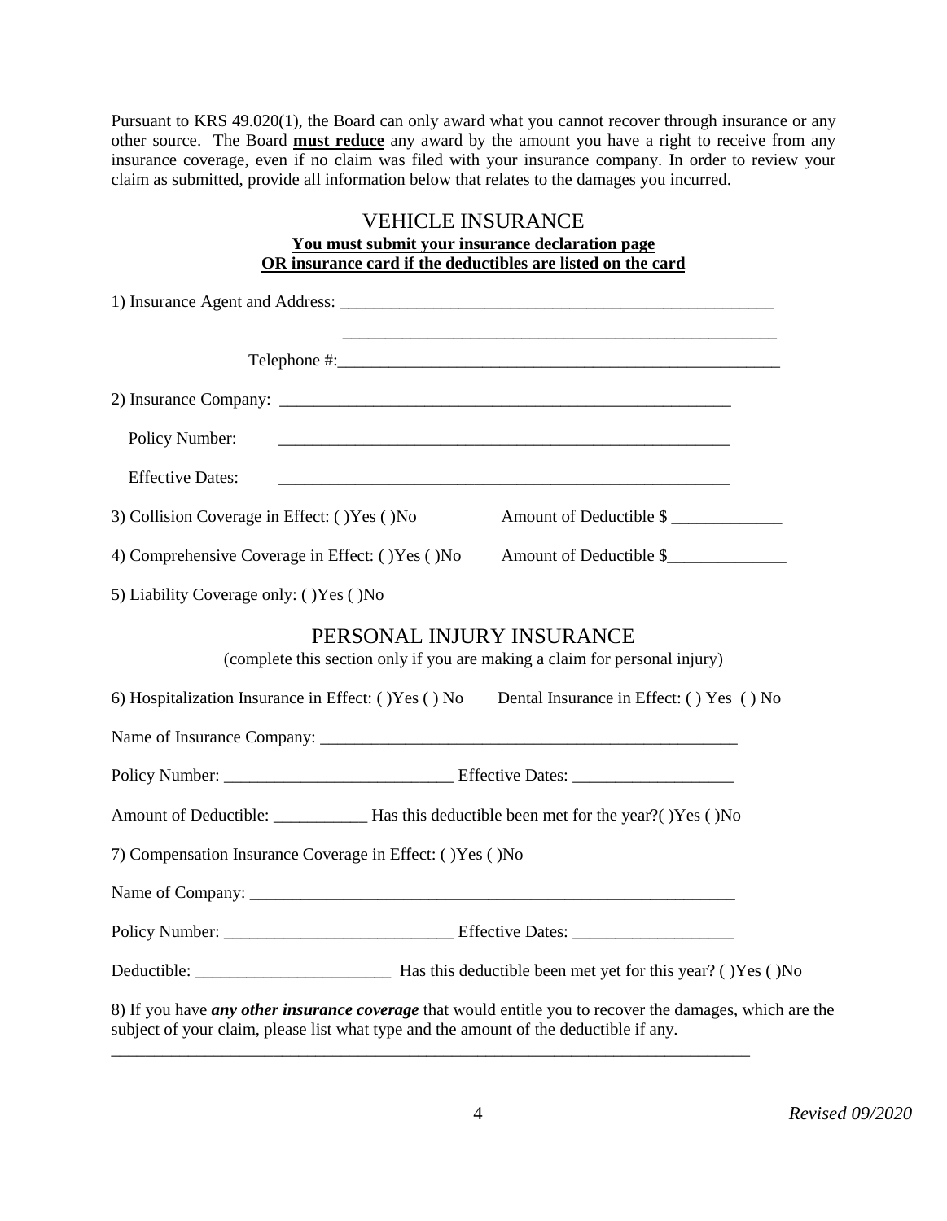Pursuant to KRS 49.020(1), the Board can only award what you cannot recover through insurance or any other source. The Board **must reduce** any award by the amount you have a right to receive from any insurance coverage, even if no claim was filed with your insurance company. In order to review your claim as submitted, provide all information below that relates to the damages you incurred.

## VEHICLE INSURANCE

**You must submit your insurance declaration page**
**OR insurance card if the deductibles are listed on the card**

1) Insurance Agent and Address: _____________________________________________________

_____________________________________________________

Telephone #:_______________________________________________________

2) Insurance Company: _______________________________________________________

Policy Number: _______________________________________________________

Effective Dates: _______________________________________________________

3) Collision Coverage in Effect: ( )Yes ( )No Amount of Deductible $ _____________

4) Comprehensive Coverage in Effect: ( )Yes ( )No Amount of Deductible $______________

5) Liability Coverage only: ( )Yes ( )No

## PERSONAL INJURY INSURANCE

(complete this section only if you are making a claim for personal injury)

6) Hospitalization Insurance in Effect: ( )Yes ( ) No Dental Insurance in Effect: ( ) Yes ( ) No

Name of Insurance Company: ____________________________________________________

Policy Number: ___________________________ Effective Dates: ___________________

Amount of Deductible: ___________ Has this deductible been met for the year?( )Yes ( )No

7) Compensation Insurance Coverage in Effect: ( )Yes ( )No

Name of Company: ___________________________________________________________

Policy Number: ___________________________ Effective Dates: ___________________

Deductible: _______________________ Has this deductible been met yet for this year? ( )Yes ( )No

8) If you have ***any other insurance coverage*** that would entitle you to recover the damages, which are the subject of your claim, please list what type and the amount of the deductible if any.

_____________________________________________________________________________

Revised 09/2020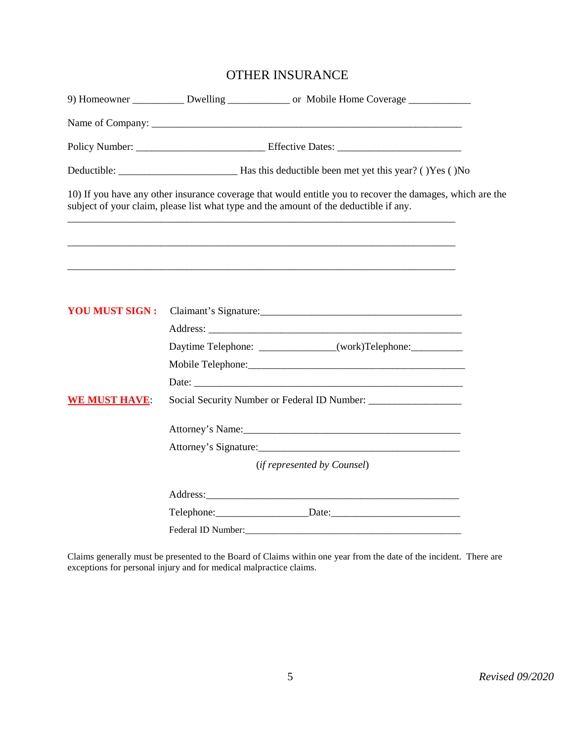# OTHER INSURANCE

9) Homeowner __________ Dwelling ____________ or Mobile Home Coverage ____________

Name of Company: ________________________________________________________________

Policy Number: _________________________ Effective Dates: ________________________

Deductible: _______________________ Has this deductible been met yet this year? ( )Yes ( )No

10) If you have any other insurance coverage that would entitle you to recover the damages, which are the subject of your claim, please list what type and the amount of the deductible if any.

____________________________________________________________________________

____________________________________________________________________________

____________________________________________________________________________

**YOU MUST SIGN :** Claimant's Signature:_______________________________________

Address: ___________________________________________________

Daytime Telephone: ______________(work)Telephone:__________

Mobile Telephone:___________________________________________

Date: _____________________________________________________

**WE MUST HAVE**: Social Security Number or Federal ID Number: _________________

Attorney's Name:___________________________________________

Attorney's Signature:_______________________________________

(*if represented by Counsel*)

Address:___________________________________________________

Telephone:_________________Date:________________________

Federal ID Number:___________________________________________

Claims generally must be presented to the Board of Claims within one year from the date of the incident. There are exceptions for personal injury and for medical malpractice claims.

*Revised 09/2020*